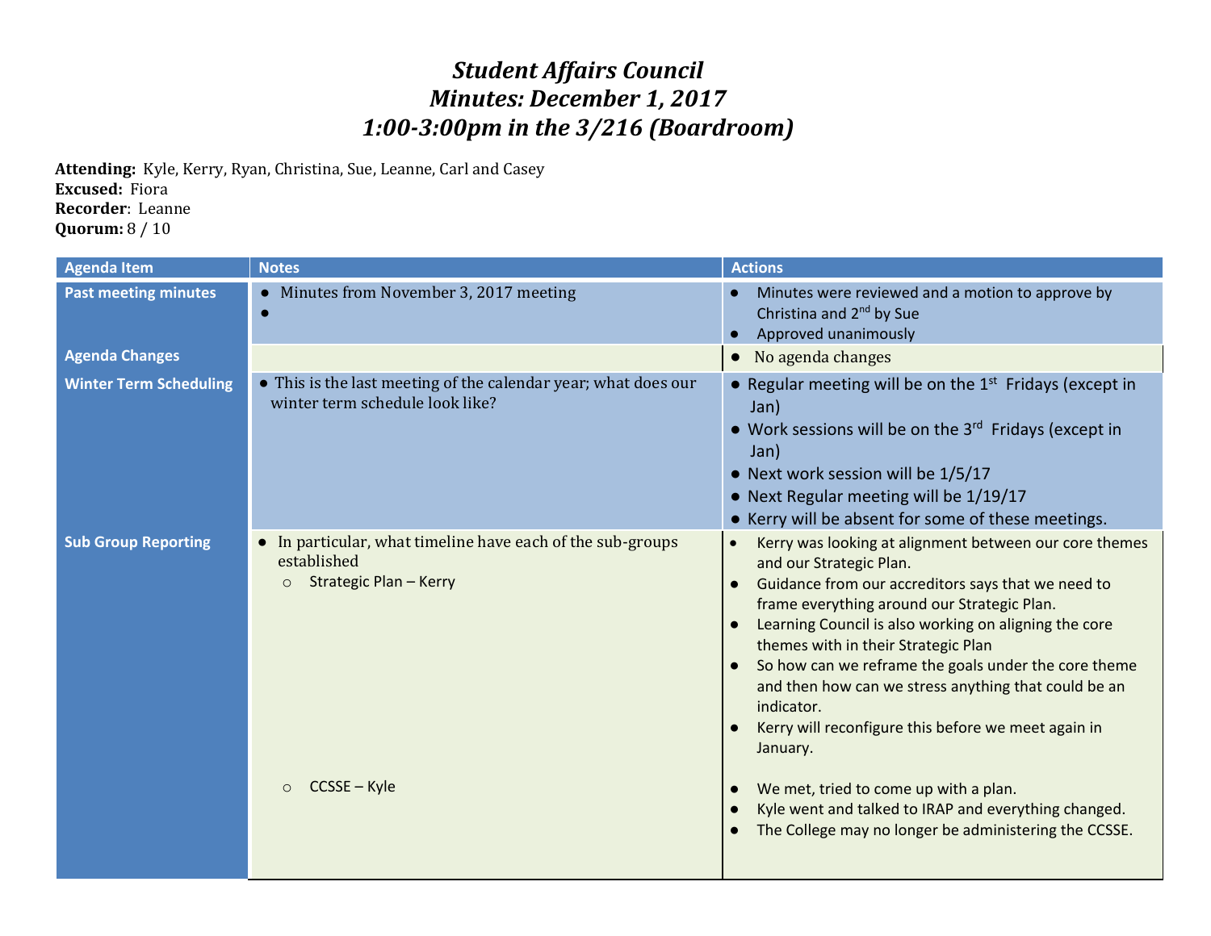# *Student Affairs Council*
# *Minutes: December 1, 2017*
# *1:00-3:00pm in the 3/216 (Boardroom)*

**Attending:** Kyle, Kerry, Ryan, Christina, Sue, Leanne, Carl and Casey
**Excused:** Fiora
**Recorder**: Leanne
**Quorum:** 8 / 10

| Agenda Item | Notes | Actions |
|---|---|---|
| **Past meeting minutes** | • Minutes from November 3, 2017 meeting<br>• | • Minutes were reviewed and a motion to approve by Christina and 2nd by Sue<br>• Approved unanimously |
| **Agenda Changes** | | • No agenda changes |
| **Winter Term Scheduling** | • This is the last meeting of the calendar year; what does our winter term schedule look like? | • Regular meeting will be on the 1st Fridays (except in Jan)<br>• Work sessions will be on the 3rd Fridays (except in Jan)<br>• Next work session will be 1/5/17<br>• Next Regular meeting will be 1/19/17<br>• Kerry will be absent for some of these meetings. |
| **Sub Group Reporting** | • In particular, what timeline have each of the sub-groups established<br>○ Strategic Plan – Kerry | • Kerry was looking at alignment between our core themes and our Strategic Plan.<br>• Guidance from our accreditors says that we need to frame everything around our Strategic Plan.<br>• Learning Council is also working on aligning the core themes with in their Strategic Plan<br>• So how can we reframe the goals under the core theme and then how can we stress anything that could be an indicator.<br>• Kerry will reconfigure this before we meet again in January. |
| | ○ CCSSE – Kyle | • We met, tried to come up with a plan.<br>• Kyle went and talked to IRAP and everything changed.<br>• The College may no longer be administering the CCSSE. |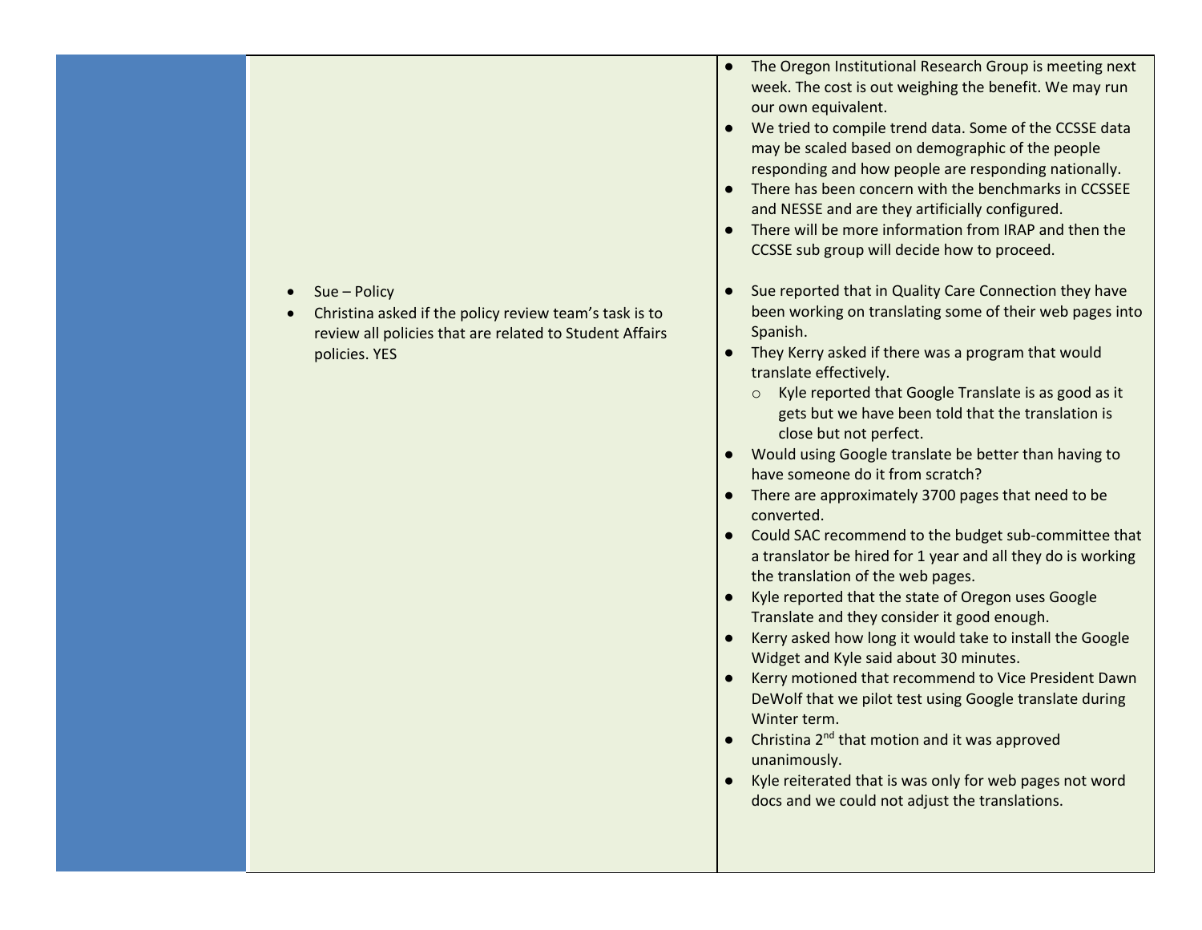| | | |
|---|---|---|
| | | ● The Oregon Institutional Research Group is meeting next week. The cost is out weighing the benefit. We may run our own equivalent.<br>● We tried to compile trend data. Some of the CCSSE data may be scaled based on demographic of the people responding and how people are responding nationally.<br>● There has been concern with the benchmarks in CCSSEE and NESSE and are they artificially configured.<br>● There will be more information from IRAP and then the CCSSE sub group will decide how to proceed. |
| | • Sue – Policy<br>• Christina asked if the policy review team's task is to review all policies that are related to Student Affairs policies. YES | ● Sue reported that in Quality Care Connection they have been working on translating some of their web pages into Spanish.<br>● They Kerry asked if there was a program that would translate effectively.<br>  ○ Kyle reported that Google Translate is as good as it gets but we have been told that the translation is close but not perfect.<br>● Would using Google translate be better than having to have someone do it from scratch?<br>● There are approximately 3700 pages that need to be converted.<br>● Could SAC recommend to the budget sub-committee that a translator be hired for 1 year and all they do is working the translation of the web pages.<br>● Kyle reported that the state of Oregon uses Google Translate and they consider it good enough.<br>● Kerry asked how long it would take to install the Google Widget and Kyle said about 30 minutes.<br>● Kerry motioned that recommend to Vice President Dawn DeWolf that we pilot test using Google translate during Winter term.<br>● Christina 2nd that motion and it was approved unanimously.<br>● Kyle reiterated that is was only for web pages not word docs and we could not adjust the translations. |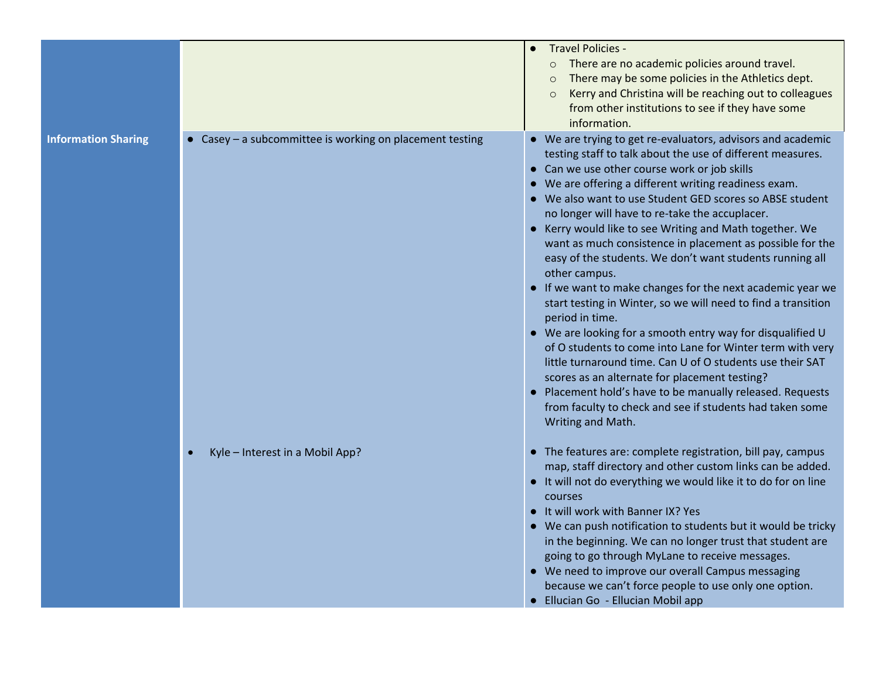| | | |
|---|---|---|
| | | <ul><li>Travel Policies -<ul><li>There are no academic policies around travel.</li><li>There may be some policies in the Athletics dept.</li><li>Kerry and Christina will be reaching out to colleagues from other institutions to see if they have some information.</li></ul></li></ul> |
| **Information Sharing** | <ul><li>Casey – a subcommittee is working on placement testing</li></ul> | <ul><li>We are trying to get re-evaluators, advisors and academic testing staff to talk about the use of different measures.</li><li>Can we use other course work or job skills</li><li>We are offering a different writing readiness exam.</li><li>We also want to use Student GED scores so ABSE student no longer will have to re-take the accuplacer.</li><li>Kerry would like to see Writing and Math together. We want as much consistence in placement as possible for the easy of the students. We don't want students running all other campus.</li><li>If we want to make changes for the next academic year we start testing in Winter, so we will need to find a transition period in time.</li><li>We are looking for a smooth entry way for disqualified U of O students to come into Lane for Winter term with very little turnaround time. Can U of O students use their SAT scores as an alternate for placement testing?</li><li>Placement hold's have to be manually released. Requests from faculty to check and see if students had taken some Writing and Math.</li></ul> |
| | <ul><li>Kyle – Interest in a Mobil App?</li></ul> | <ul><li>The features are: complete registration, bill pay, campus map, staff directory and other custom links can be added.</li><li>It will not do everything we would like it to do for on line courses</li><li>It will work with Banner IX? Yes</li><li>We can push notification to students but it would be tricky in the beginning. We can no longer trust that student are going to go through MyLane to receive messages.</li><li>We need to improve our overall Campus messaging because we can't force people to use only one option.</li><li>Ellucian Go - Ellucian Mobil app</li></ul> |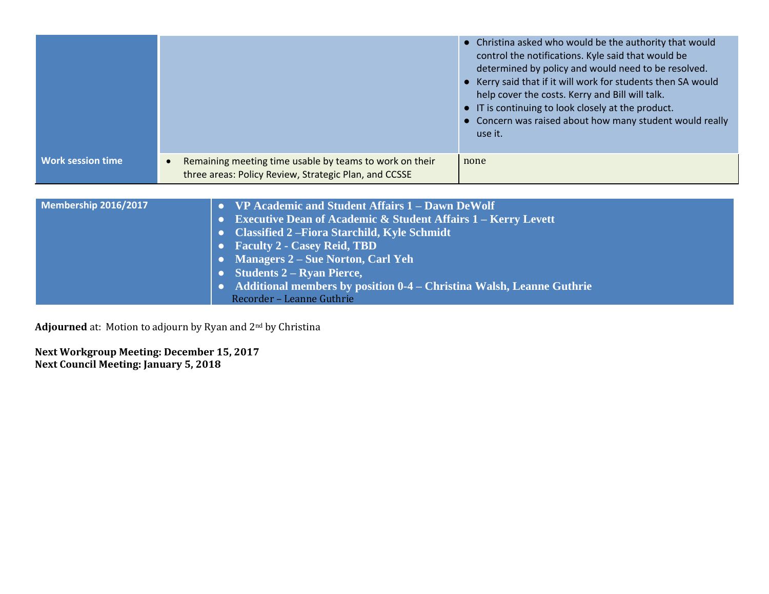| | | |
|---|---|---|
| | | • Christina asked who would be the authority that would control the notifications. Kyle said that would be determined by policy and would need to be resolved.<br>• Kerry said that if it will work for students then SA would help cover the costs. Kerry and Bill will talk.<br>• IT is continuing to look closely at the product.<br>• Concern was raised about how many student would really use it. |
| **Work session time** | • Remaining meeting time usable by teams to work on their three areas: Policy Review, Strategic Plan, and CCSSE | none |

| | |
|---|---|
| **Membership 2016/2017** | • **VP Academic and Student Affairs 1 – Dawn DeWolf**<br>• **Executive Dean of Academic & Student Affairs 1 – Kerry Levett**<br>• **Classified 2 –Fiora Starchild, Kyle Schmidt**<br>• **Faculty 2 - Casey Reid, TBD**<br>• **Managers 2 – Sue Norton, Carl Yeh**<br>• **Students 2 – Ryan Pierce,**<br>• **Additional members by position 0-4 – Christina Walsh, Leanne Guthrie**<br>Recorder – Leanne Guthrie |

**Adjourned** at: Motion to adjourn by Ryan and 2nd by Christina

**Next Workgroup Meeting: December 15, 2017**
**Next Council Meeting: January 5, 2018**